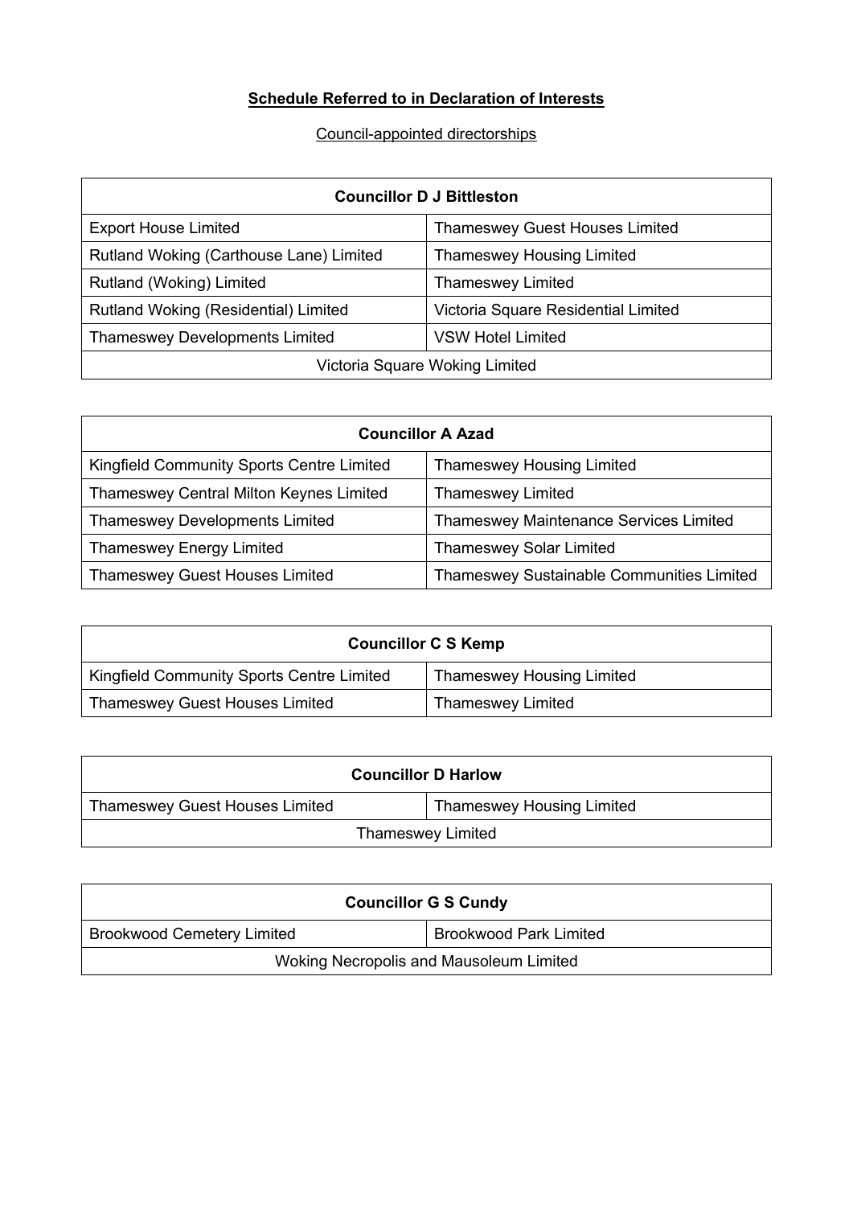**Schedule Referred to in Declaration of Interests**

Council-appointed directorships

| Councillor D J Bittleston | |
|---|---|
| Export House Limited | Thameswey Guest Houses Limited |
| Rutland Woking (Carthouse Lane) Limited | Thameswey Housing Limited |
| Rutland (Woking) Limited | Thameswey Limited |
| Rutland Woking (Residential) Limited | Victoria Square Residential Limited |
| Thameswey Developments Limited | VSW Hotel Limited |
| Victoria Square Woking Limited | |

| Councillor A Azad | |
|---|---|
| Kingfield Community Sports Centre Limited | Thameswey Housing Limited |
| Thameswey Central Milton Keynes Limited | Thameswey Limited |
| Thameswey Developments Limited | Thameswey Maintenance Services Limited |
| Thameswey Energy Limited | Thameswey Solar Limited |
| Thameswey Guest Houses Limited | Thameswey Sustainable Communities Limited |

| Councillor C S Kemp | |
|---|---|
| Kingfield Community Sports Centre Limited | Thameswey Housing Limited |
| Thameswey Guest Houses Limited | Thameswey Limited |

| Councillor D Harlow | |
|---|---|
| Thameswey Guest Houses Limited | Thameswey Housing Limited |
| Thameswey Limited | |

| Councillor G S Cundy | |
|---|---|
| Brookwood Cemetery Limited | Brookwood Park Limited |
| Woking Necropolis and Mausoleum Limited | |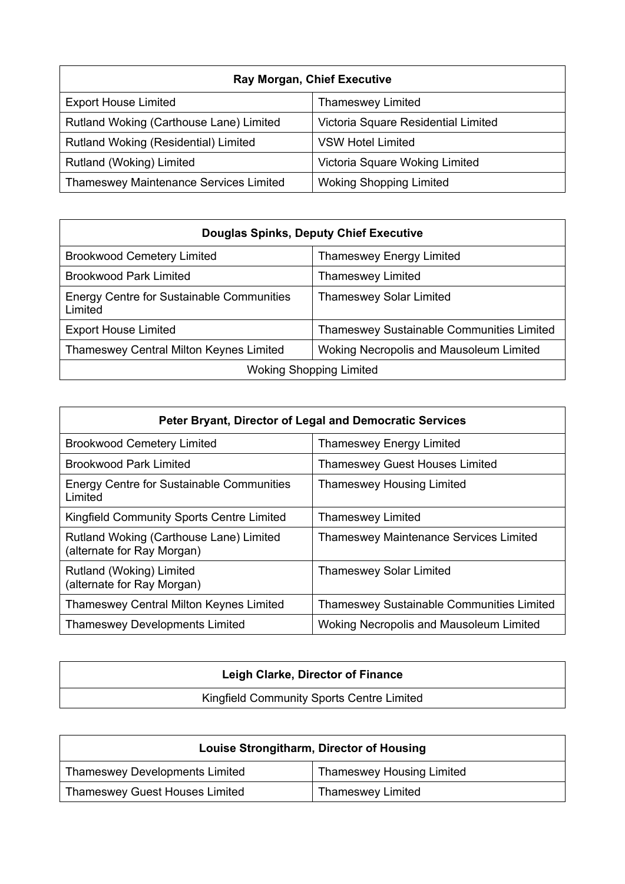| Ray Morgan, Chief Executive | |
|---|---|
| Export House Limited | Thameswey Limited |
| Rutland Woking (Carthouse Lane) Limited | Victoria Square Residential Limited |
| Rutland Woking (Residential) Limited | VSW Hotel Limited |
| Rutland (Woking) Limited | Victoria Square Woking Limited |
| Thameswey Maintenance Services Limited | Woking Shopping Limited |

| Douglas Spinks, Deputy Chief Executive | |
|---|---|
| Brookwood Cemetery Limited | Thameswey Energy Limited |
| Brookwood Park Limited | Thameswey Limited |
| Energy Centre for Sustainable Communities Limited | Thameswey Solar Limited |
| Export House Limited | Thameswey Sustainable Communities Limited |
| Thameswey Central Milton Keynes Limited | Woking Necropolis and Mausoleum Limited |
| Woking Shopping Limited | |

| Peter Bryant, Director of Legal and Democratic Services | |
|---|---|
| Brookwood Cemetery Limited | Thameswey Energy Limited |
| Brookwood Park Limited | Thameswey Guest Houses Limited |
| Energy Centre for Sustainable Communities Limited | Thameswey Housing Limited |
| Kingfield Community Sports Centre Limited | Thameswey Limited |
| Rutland Woking (Carthouse Lane) Limited (alternate for Ray Morgan) | Thameswey Maintenance Services Limited |
| Rutland (Woking) Limited (alternate for Ray Morgan) | Thameswey Solar Limited |
| Thameswey Central Milton Keynes Limited | Thameswey Sustainable Communities Limited |
| Thameswey Developments Limited | Woking Necropolis and Mausoleum Limited |

| Leigh Clarke, Director of Finance |
|---|
| Kingfield Community Sports Centre Limited |

| Louise Strongitharm, Director of Housing | |
|---|---|
| Thameswey Developments Limited | Thameswey Housing Limited |
| Thameswey Guest Houses Limited | Thameswey Limited |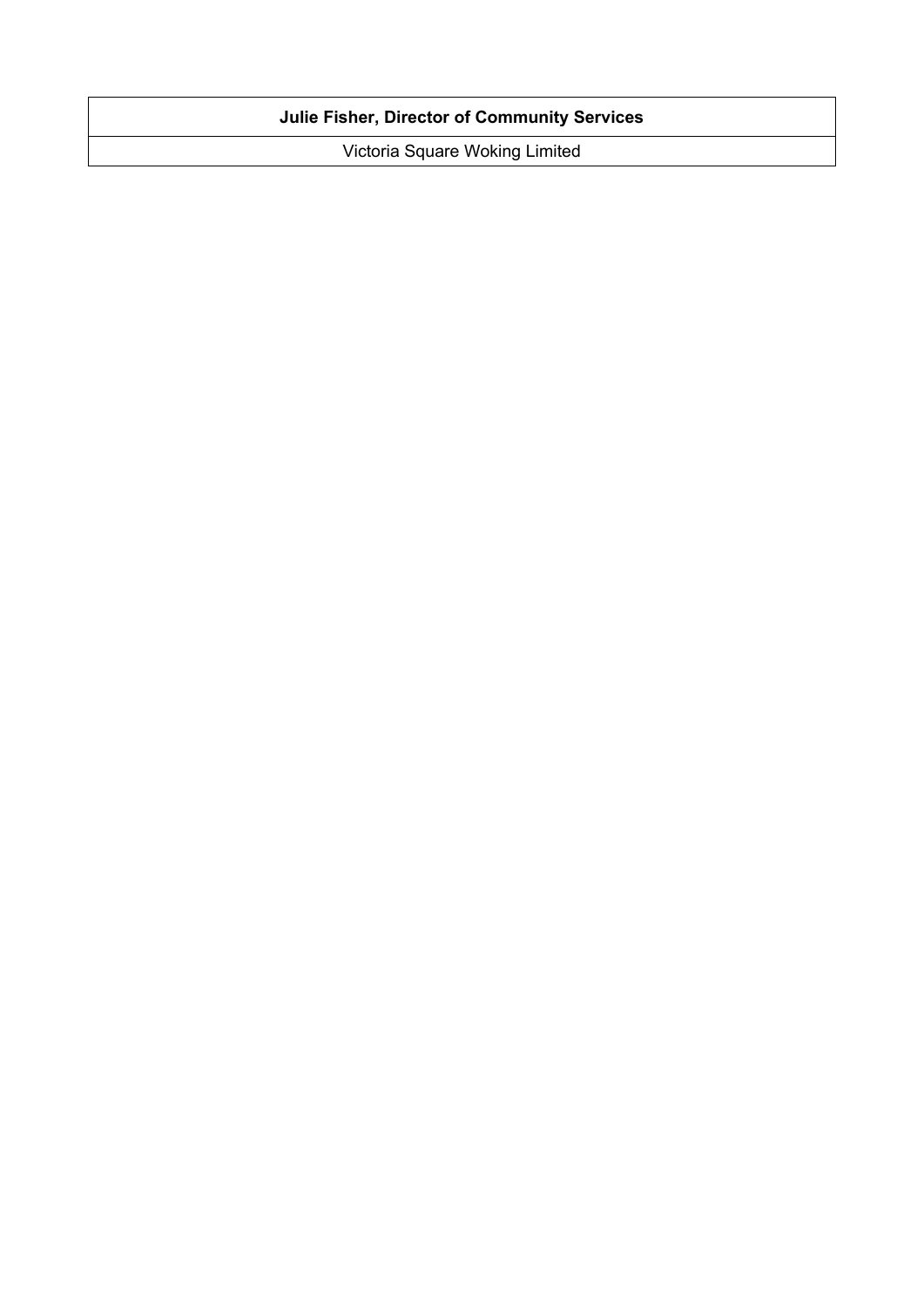| **Julie Fisher, Director of Community Services** |
| --- |
| Victoria Square Woking Limited |